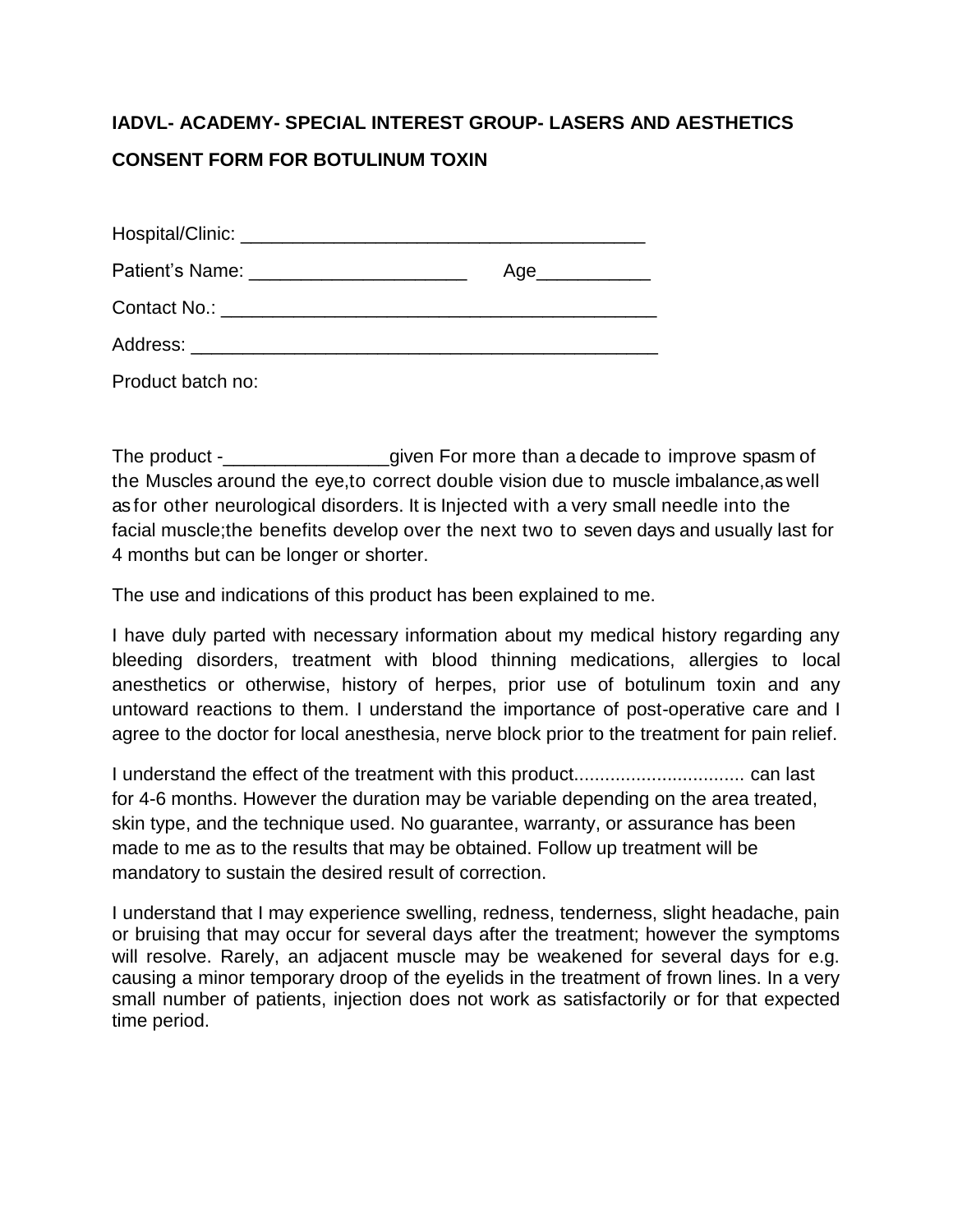**IADVL- ACADEMY- SPECIAL INTEREST GROUP- LASERS AND AESTHETICS**

**CONSENT FORM FOR BOTULINUM TOXIN**

Hospital/Clinic: ________________________________________

Patient's Name: _____________________ Age___________

Contact No.: ___________________________________________

Address: _______________________________________________

Product batch no:

The product -________________given For more than a decade to improve spasm of the Muscles around the eye,to correct double vision due to muscle imbalance,as well as for other neurological disorders. It is Injected with a very small needle into the facial muscle;the benefits develop over the next two to seven days and usually last for 4 months but can be longer or shorter.

The use and indications of this product has been explained to me.

I have duly parted with necessary information about my medical history regarding any bleeding disorders, treatment with blood thinning medications, allergies to local anesthetics or otherwise, history of herpes, prior use of botulinum toxin and any untoward reactions to them. I understand the importance of post-operative care and I agree to the doctor for local anesthesia, nerve block prior to the treatment for pain relief.

I understand the effect of the treatment with this product................................. can last for 4-6 months. However the duration may be variable depending on the area treated, skin type, and the technique used. No guarantee, warranty, or assurance has been made to me as to the results that may be obtained. Follow up treatment will be mandatory to sustain the desired result of correction.

I understand that I may experience swelling, redness, tenderness, slight headache, pain or bruising that may occur for several days after the treatment; however the symptoms will resolve. Rarely, an adjacent muscle may be weakened for several days for e.g. causing a minor temporary droop of the eyelids in the treatment of frown lines. In a very small number of patients, injection does not work as satisfactorily or for that expected time period.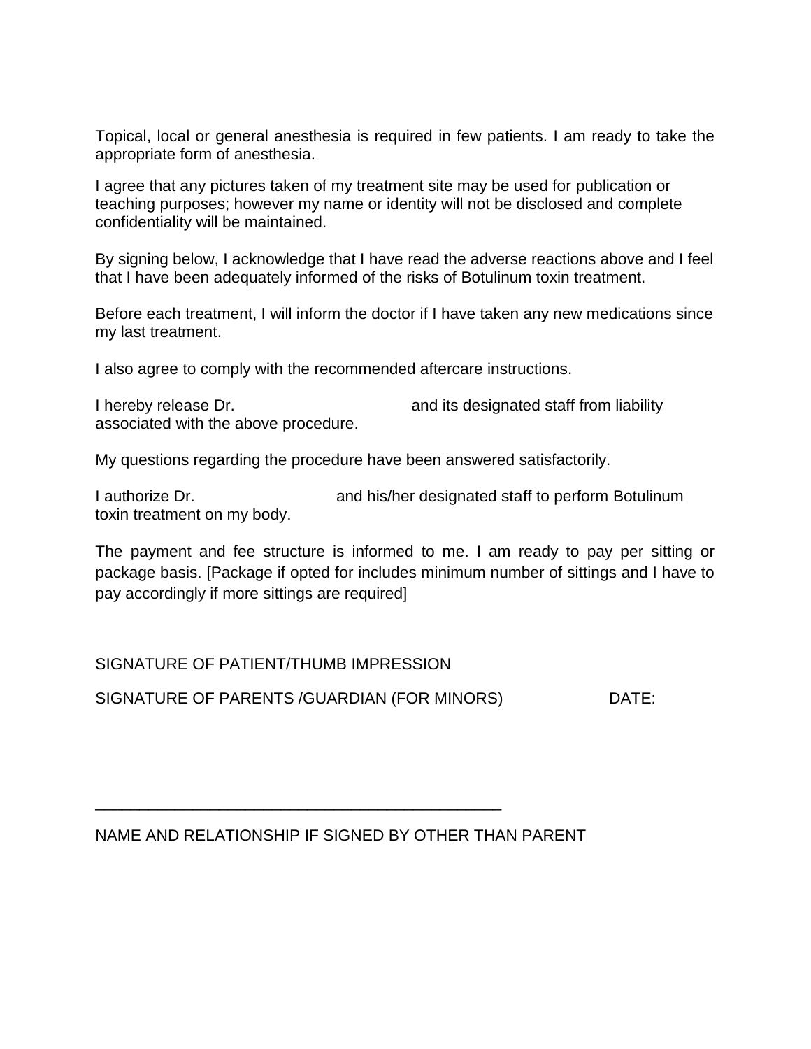Topical, local or general anesthesia is required in few patients. I am ready to take the appropriate form of anesthesia.

I agree that any pictures taken of my treatment site may be used for publication or teaching purposes; however my name or identity will not be disclosed and complete confidentiality will be maintained.

By signing below, I acknowledge that I have read the adverse reactions above and I feel that I have been adequately informed of the risks of Botulinum toxin treatment.

Before each treatment, I will inform the doctor if I have taken any new medications since my last treatment.

I also agree to comply with the recommended aftercare instructions.

I hereby release Dr.                                    and its designated staff from liability associated with the above procedure.

My questions regarding the procedure have been answered satisfactorily.

I authorize Dr.                              and his/her designated staff to perform Botulinum toxin treatment on my body.

The payment and fee structure is informed to me. I am ready to pay per sitting or package basis. [Package if opted for includes minimum number of sittings and I have to pay accordingly if more sittings are required]

SIGNATURE OF PATIENT/THUMB IMPRESSION

SIGNATURE OF PARENTS /GUARDIAN (FOR MINORS)                    DATE:

\_\_\_\_\_\_\_\_\_\_\_\_\_\_\_\_\_\_\_\_\_\_\_\_\_\_\_\_\_\_\_\_\_\_\_\_\_\_\_\_\_\_\_\_\_\_

NAME AND RELATIONSHIP IF SIGNED BY OTHER THAN PARENT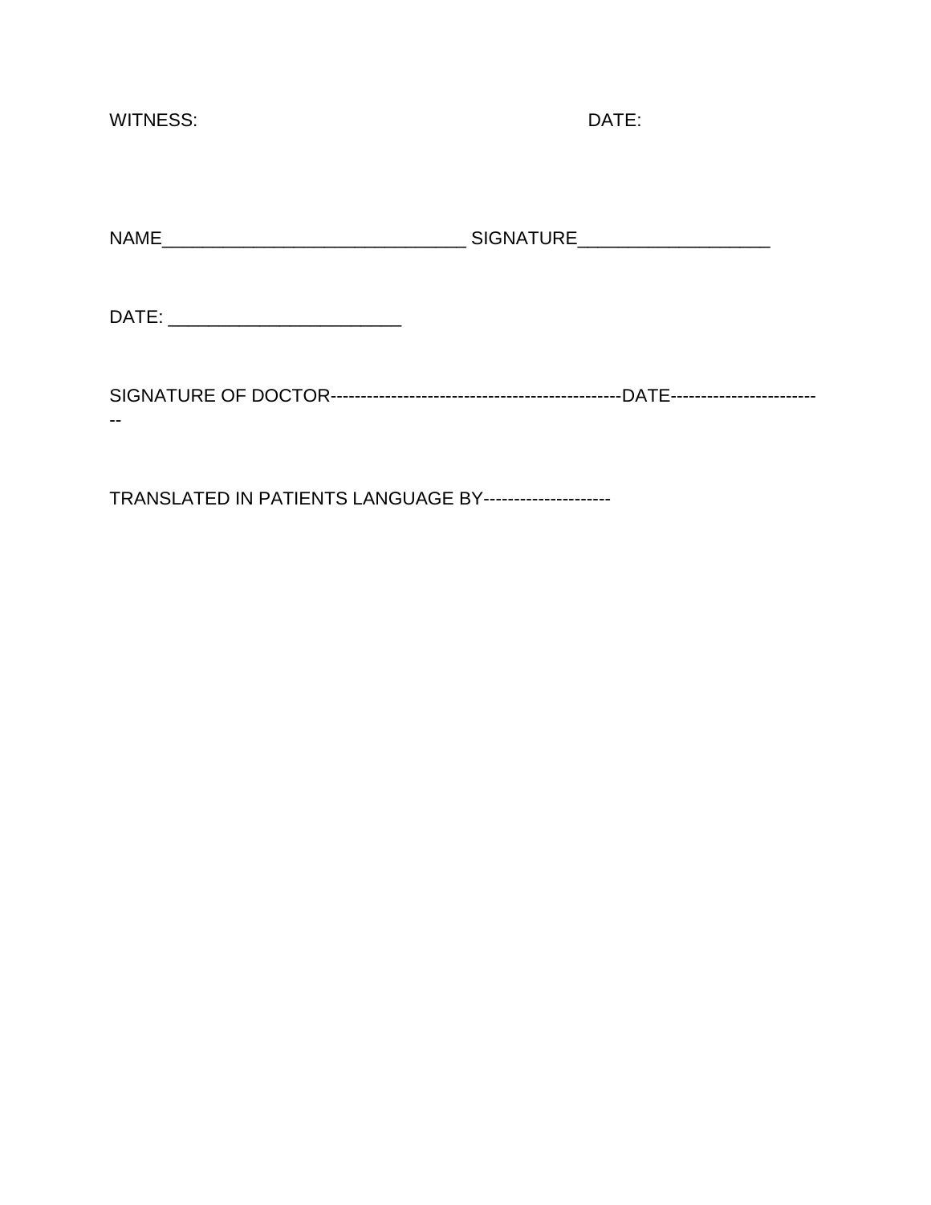WITNESS: DATE:

NAME_______________________________ SIGNATURE___________________

DATE: _______________________

SIGNATURE OF DOCTOR-----------------------------------------------DATE--------------------------

TRANSLATED IN PATIENTS LANGUAGE BY---------------------